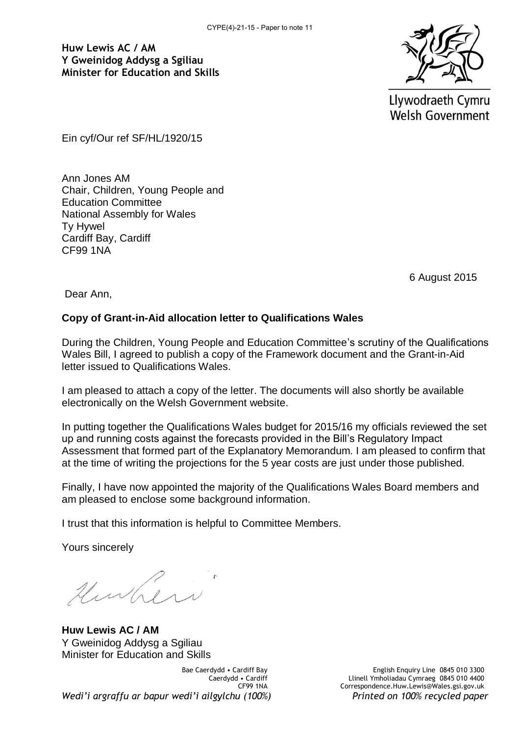CYPE(4)-21-15 - Paper to note 11

**Huw Lewis AC / AM**
**Y Gweinidog Addysg a Sgiliau**
**Minister for Education and Skills**

Llywodraeth Cymru
Welsh Government

Ein cyf/Our ref SF/HL/1920/15

Ann Jones AM
Chair, Children, Young People and Education Committee
National Assembly for Wales
Ty Hywel
Cardiff Bay, Cardiff
CF99 1NA

6 August 2015

Dear Ann,

**Copy of Grant-in-Aid allocation letter to Qualifications Wales**

During the Children, Young People and Education Committee's scrutiny of the Qualifications Wales Bill, I agreed to publish a copy of the Framework document and the Grant-in-Aid letter issued to Qualifications Wales.

I am pleased to attach a copy of the letter. The documents will also shortly be available electronically on the Welsh Government website.

In putting together the Qualifications Wales budget for 2015/16 my officials reviewed the set up and running costs against the forecasts provided in the Bill's Regulatory Impact Assessment that formed part of the Explanatory Memorandum. I am pleased to confirm that at the time of writing the projections for the 5 year costs are just under those published.

Finally, I have now appointed the majority of the Qualifications Wales Board members and am pleased to enclose some background information.

I trust that this information is helpful to Committee Members.

Yours sincerely

**Huw Lewis AC / AM**
Y Gweinidog Addysg a Sgiliau
Minister for Education and Skills

Bae Caerdydd • Cardiff Bay
Caerdydd • Cardiff
CF99 1NA

English Enquiry Line 0845 010 3300
Llinell Ymholiadau Cymraeg 0845 010 4400
Correspondence.Huw.Lewis@Wales.gsi.gov.uk

*Wedi'i argraffu ar bapur wedi'i ailgylchu (100%)*
*Printed on 100% recycled paper*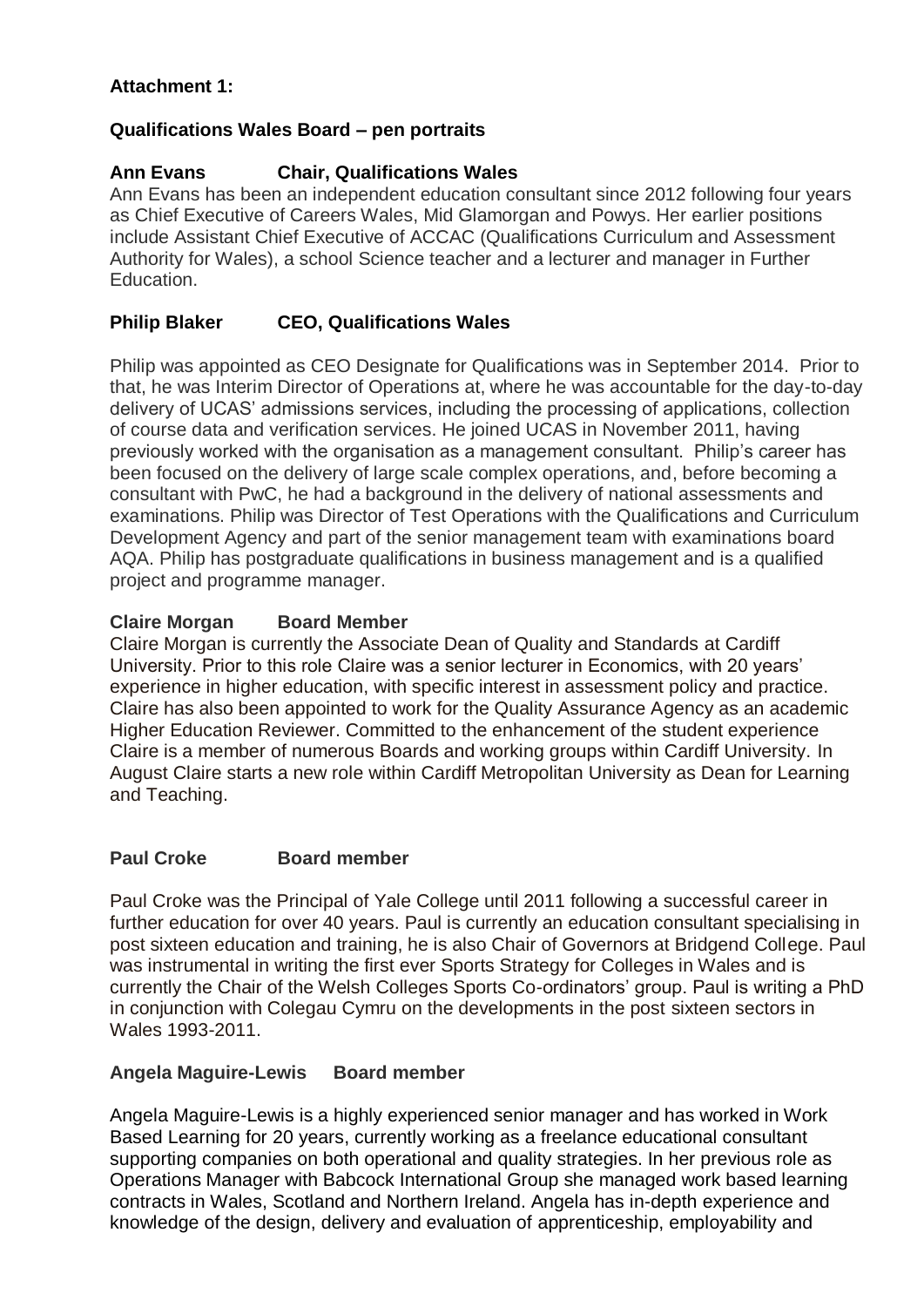**Attachment 1:**

**Qualifications Wales Board – pen portraits**

**Ann Evans Chair, Qualifications Wales**

Ann Evans has been an independent education consultant since 2012 following four years as Chief Executive of Careers Wales, Mid Glamorgan and Powys. Her earlier positions include Assistant Chief Executive of ACCAC (Qualifications Curriculum and Assessment Authority for Wales), a school Science teacher and a lecturer and manager in Further Education.

**Philip Blaker CEO, Qualifications Wales**

Philip was appointed as CEO Designate for Qualifications was in September 2014. Prior to that, he was Interim Director of Operations at, where he was accountable for the day-to-day delivery of UCAS' admissions services, including the processing of applications, collection of course data and verification services. He joined UCAS in November 2011, having previously worked with the organisation as a management consultant. Philip's career has been focused on the delivery of large scale complex operations, and, before becoming a consultant with PwC, he had a background in the delivery of national assessments and examinations. Philip was Director of Test Operations with the Qualifications and Curriculum Development Agency and part of the senior management team with examinations board AQA. Philip has postgraduate qualifications in business management and is a qualified project and programme manager.

**Claire Morgan Board Member**

Claire Morgan is currently the Associate Dean of Quality and Standards at Cardiff University. Prior to this role Claire was a senior lecturer in Economics, with 20 years' experience in higher education, with specific interest in assessment policy and practice. Claire has also been appointed to work for the Quality Assurance Agency as an academic Higher Education Reviewer. Committed to the enhancement of the student experience Claire is a member of numerous Boards and working groups within Cardiff University. In August Claire starts a new role within Cardiff Metropolitan University as Dean for Learning and Teaching.

**Paul Croke Board member**

Paul Croke was the Principal of Yale College until 2011 following a successful career in further education for over 40 years. Paul is currently an education consultant specialising in post sixteen education and training, he is also Chair of Governors at Bridgend College. Paul was instrumental in writing the first ever Sports Strategy for Colleges in Wales and is currently the Chair of the Welsh Colleges Sports Co-ordinators' group. Paul is writing a PhD in conjunction with Colegau Cymru on the developments in the post sixteen sectors in Wales 1993-2011.

**Angela Maguire-Lewis Board member**

Angela Maguire-Lewis is a highly experienced senior manager and has worked in Work Based Learning for 20 years, currently working as a freelance educational consultant supporting companies on both operational and quality strategies. In her previous role as Operations Manager with Babcock International Group she managed work based learning contracts in Wales, Scotland and Northern Ireland. Angela has in-depth experience and knowledge of the design, delivery and evaluation of apprenticeship, employability and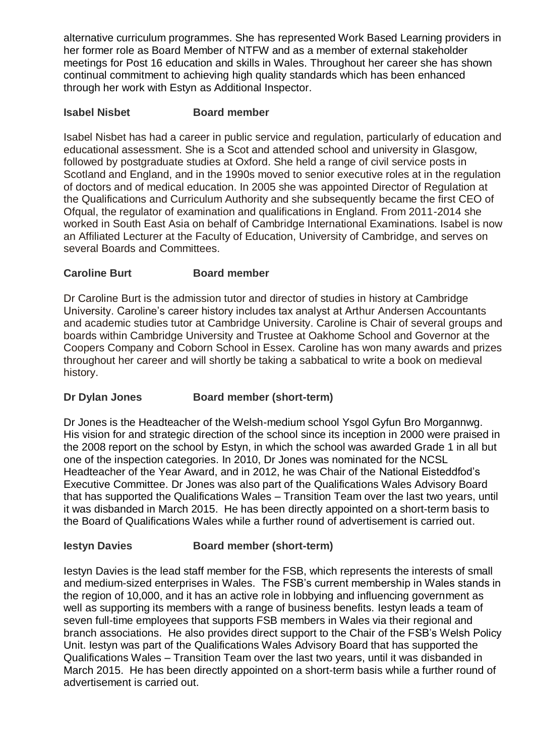alternative curriculum programmes. She has represented Work Based Learning providers in her former role as Board Member of NTFW and as a member of external stakeholder meetings for Post 16 education and skills in Wales. Throughout her career she has shown continual commitment to achieving high quality standards which has been enhanced through her work with Estyn as Additional Inspector.

**Isabel Nisbet Board member**

Isabel Nisbet has had a career in public service and regulation, particularly of education and educational assessment. She is a Scot and attended school and university in Glasgow, followed by postgraduate studies at Oxford. She held a range of civil service posts in Scotland and England, and in the 1990s moved to senior executive roles at in the regulation of doctors and of medical education. In 2005 she was appointed Director of Regulation at the Qualifications and Curriculum Authority and she subsequently became the first CEO of Ofqual, the regulator of examination and qualifications in England. From 2011-2014 she worked in South East Asia on behalf of Cambridge International Examinations. Isabel is now an Affiliated Lecturer at the Faculty of Education, University of Cambridge, and serves on several Boards and Committees.

**Caroline Burt Board member**

Dr Caroline Burt is the admission tutor and director of studies in history at Cambridge University. Caroline's career history includes tax analyst at Arthur Andersen Accountants and academic studies tutor at Cambridge University. Caroline is Chair of several groups and boards within Cambridge University and Trustee at Oakhome School and Governor at the Coopers Company and Coborn School in Essex. Caroline has won many awards and prizes throughout her career and will shortly be taking a sabbatical to write a book on medieval history.

**Dr Dylan Jones Board member (short-term)**

Dr Jones is the Headteacher of the Welsh-medium school Ysgol Gyfun Bro Morgannwg. His vision for and strategic direction of the school since its inception in 2000 were praised in the 2008 report on the school by Estyn, in which the school was awarded Grade 1 in all but one of the inspection categories. In 2010, Dr Jones was nominated for the NCSL Headteacher of the Year Award, and in 2012, he was Chair of the National Eisteddfod's Executive Committee. Dr Jones was also part of the Qualifications Wales Advisory Board that has supported the Qualifications Wales – Transition Team over the last two years, until it was disbanded in March 2015. He has been directly appointed on a short-term basis to the Board of Qualifications Wales while a further round of advertisement is carried out.

**Iestyn Davies Board member (short-term)**

Iestyn Davies is the lead staff member for the FSB, which represents the interests of small and medium-sized enterprises in Wales. The FSB's current membership in Wales stands in the region of 10,000, and it has an active role in lobbying and influencing government as well as supporting its members with a range of business benefits. Iestyn leads a team of seven full-time employees that supports FSB members in Wales via their regional and branch associations. He also provides direct support to the Chair of the FSB's Welsh Policy Unit. Iestyn was part of the Qualifications Wales Advisory Board that has supported the Qualifications Wales – Transition Team over the last two years, until it was disbanded in March 2015. He has been directly appointed on a short-term basis while a further round of advertisement is carried out.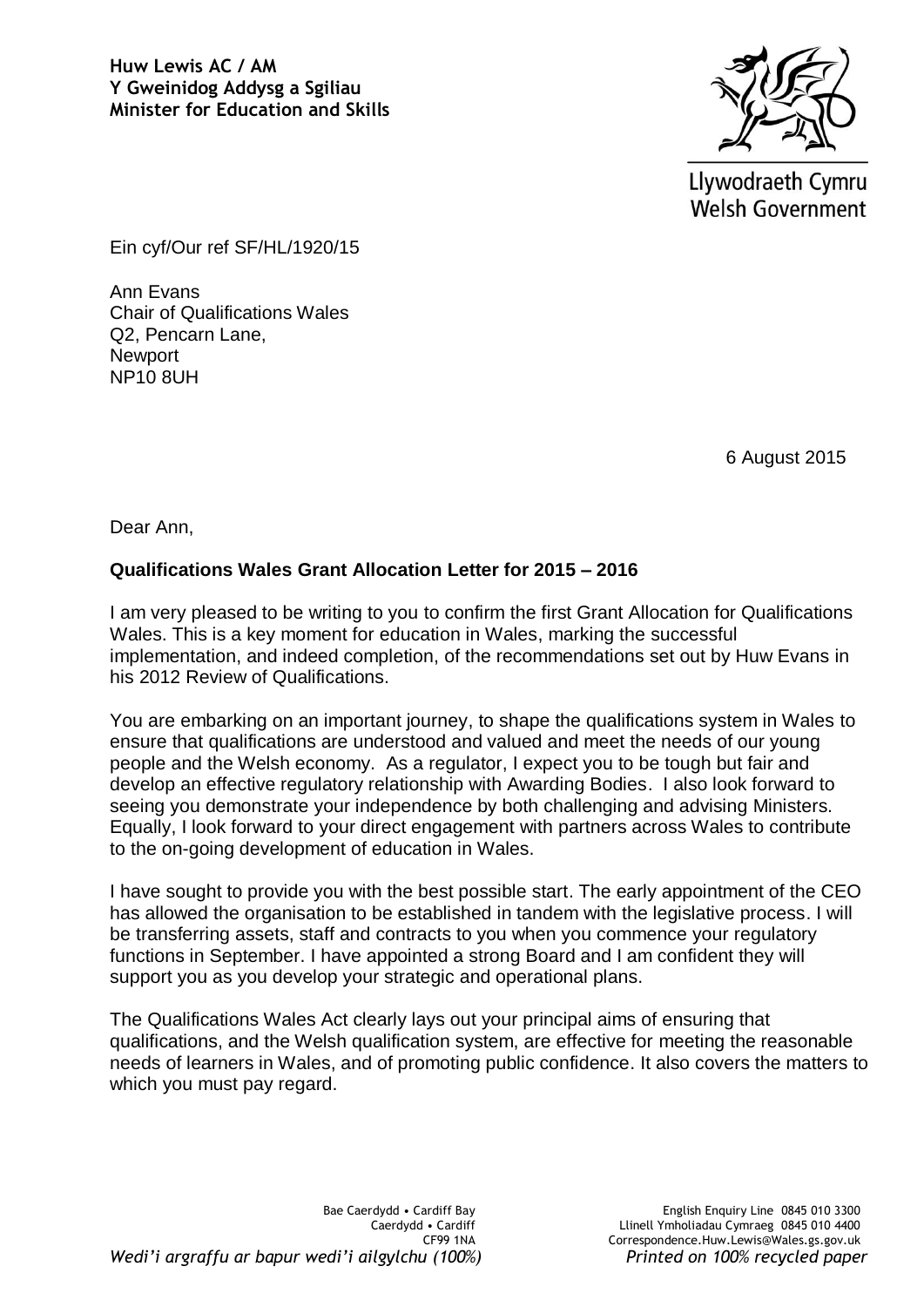**Huw Lewis AC / AM**
**Y Gweinidog Addysg a Sgiliau**
**Minister for Education and Skills**

Llywodraeth Cymru
Welsh Government

Ein cyf/Our ref SF/HL/1920/15

Ann Evans
Chair of Qualifications Wales
Q2, Pencarn Lane,
Newport
NP10 8UH

6 August 2015

Dear Ann,

**Qualifications Wales Grant Allocation Letter for 2015 – 2016**

I am very pleased to be writing to you to confirm the first Grant Allocation for Qualifications Wales. This is a key moment for education in Wales, marking the successful implementation, and indeed completion, of the recommendations set out by Huw Evans in his 2012 Review of Qualifications.

You are embarking on an important journey, to shape the qualifications system in Wales to ensure that qualifications are understood and valued and meet the needs of our young people and the Welsh economy. As a regulator, I expect you to be tough but fair and develop an effective regulatory relationship with Awarding Bodies. I also look forward to seeing you demonstrate your independence by both challenging and advising Ministers. Equally, I look forward to your direct engagement with partners across Wales to contribute to the on-going development of education in Wales.

I have sought to provide you with the best possible start. The early appointment of the CEO has allowed the organisation to be established in tandem with the legislative process. I will be transferring assets, staff and contracts to you when you commence your regulatory functions in September. I have appointed a strong Board and I am confident they will support you as you develop your strategic and operational plans.

The Qualifications Wales Act clearly lays out your principal aims of ensuring that qualifications, and the Welsh qualification system, are effective for meeting the reasonable needs of learners in Wales, and of promoting public confidence. It also covers the matters to which you must pay regard.

Bae Caerdydd • Cardiff Bay
Caerdydd • Cardiff
CF99 1NA

English Enquiry Line 0845 010 3300
Llinell Ymholiadau Cymraeg 0845 010 4400
Correspondence.Huw.Lewis@Wales.gs.gov.uk

*Wedi'i argraffu ar bapur wedi'i ailgylchu (100%)* *Printed on 100% recycled paper*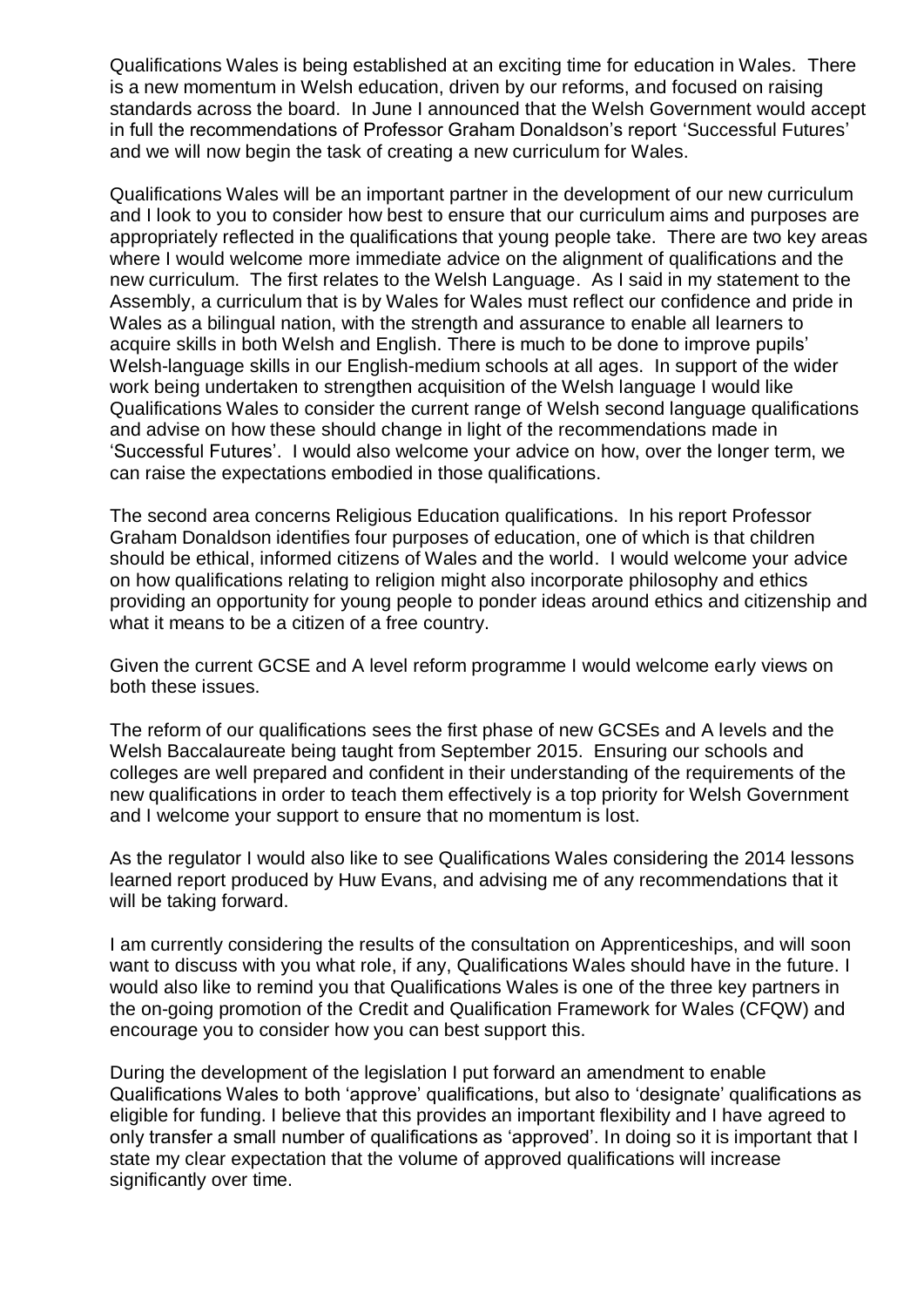Qualifications Wales is being established at an exciting time for education in Wales. There is a new momentum in Welsh education, driven by our reforms, and focused on raising standards across the board. In June I announced that the Welsh Government would accept in full the recommendations of Professor Graham Donaldson's report 'Successful Futures' and we will now begin the task of creating a new curriculum for Wales.

Qualifications Wales will be an important partner in the development of our new curriculum and I look to you to consider how best to ensure that our curriculum aims and purposes are appropriately reflected in the qualifications that young people take. There are two key areas where I would welcome more immediate advice on the alignment of qualifications and the new curriculum. The first relates to the Welsh Language. As I said in my statement to the Assembly, a curriculum that is by Wales for Wales must reflect our confidence and pride in Wales as a bilingual nation, with the strength and assurance to enable all learners to acquire skills in both Welsh and English. There is much to be done to improve pupils' Welsh-language skills in our English-medium schools at all ages. In support of the wider work being undertaken to strengthen acquisition of the Welsh language I would like Qualifications Wales to consider the current range of Welsh second language qualifications and advise on how these should change in light of the recommendations made in 'Successful Futures'. I would also welcome your advice on how, over the longer term, we can raise the expectations embodied in those qualifications.

The second area concerns Religious Education qualifications. In his report Professor Graham Donaldson identifies four purposes of education, one of which is that children should be ethical, informed citizens of Wales and the world. I would welcome your advice on how qualifications relating to religion might also incorporate philosophy and ethics providing an opportunity for young people to ponder ideas around ethics and citizenship and what it means to be a citizen of a free country.

Given the current GCSE and A level reform programme I would welcome early views on both these issues.

The reform of our qualifications sees the first phase of new GCSEs and A levels and the Welsh Baccalaureate being taught from September 2015. Ensuring our schools and colleges are well prepared and confident in their understanding of the requirements of the new qualifications in order to teach them effectively is a top priority for Welsh Government and I welcome your support to ensure that no momentum is lost.

As the regulator I would also like to see Qualifications Wales considering the 2014 lessons learned report produced by Huw Evans, and advising me of any recommendations that it will be taking forward.

I am currently considering the results of the consultation on Apprenticeships, and will soon want to discuss with you what role, if any, Qualifications Wales should have in the future. I would also like to remind you that Qualifications Wales is one of the three key partners in the on-going promotion of the Credit and Qualification Framework for Wales (CFQW) and encourage you to consider how you can best support this.

During the development of the legislation I put forward an amendment to enable Qualifications Wales to both 'approve' qualifications, but also to 'designate' qualifications as eligible for funding. I believe that this provides an important flexibility and I have agreed to only transfer a small number of qualifications as 'approved'. In doing so it is important that I state my clear expectation that the volume of approved qualifications will increase significantly over time.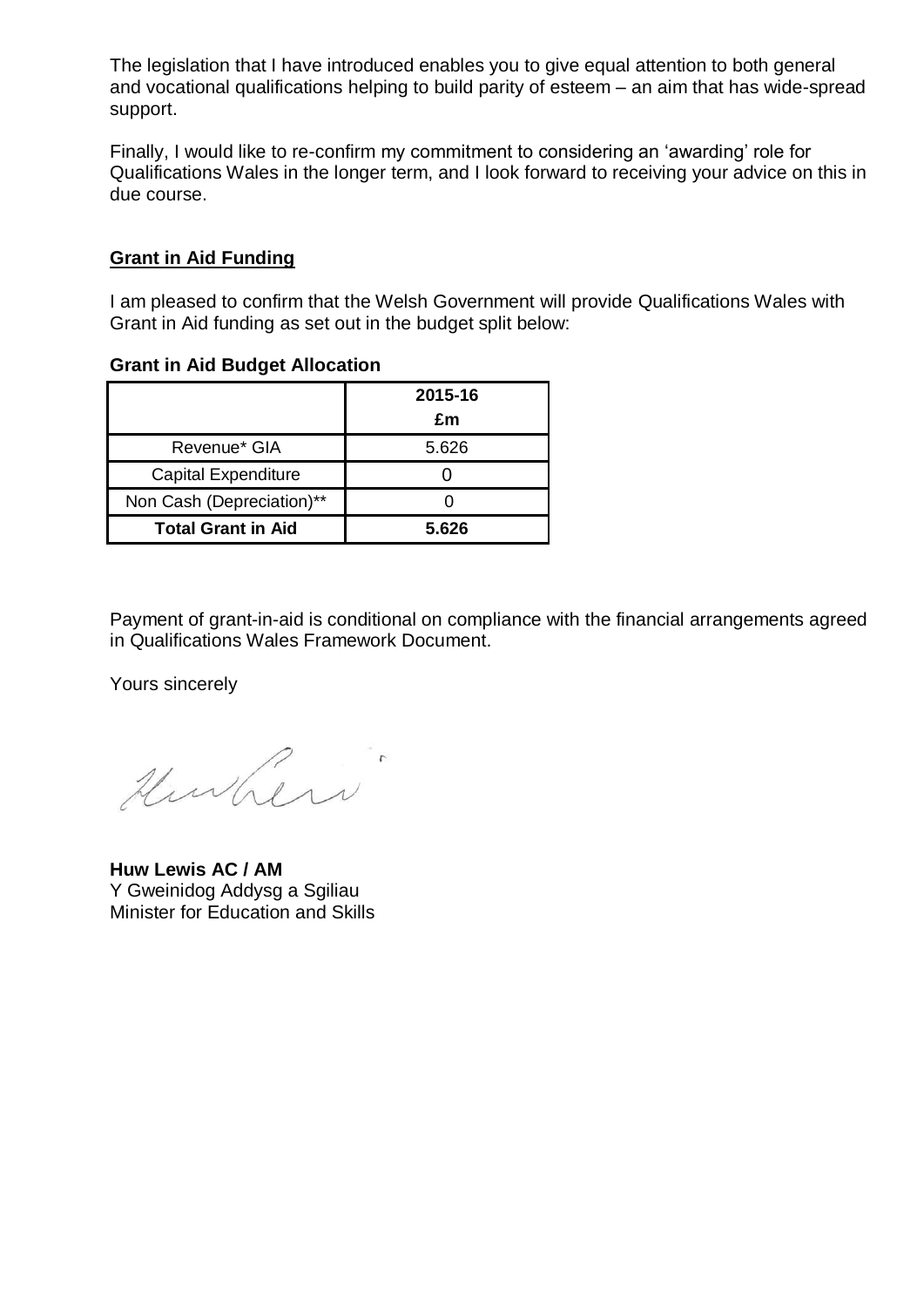The legislation that I have introduced enables you to give equal attention to both general and vocational qualifications helping to build parity of esteem – an aim that has wide-spread support.

Finally, I would like to re-confirm my commitment to considering an 'awarding' role for Qualifications Wales in the longer term, and I look forward to receiving your advice on this in due course.

## Grant in Aid Funding

I am pleased to confirm that the Welsh Government will provide Qualifications Wales with Grant in Aid funding as set out in the budget split below:

**Grant in Aid Budget Allocation**

| | 2015-16 £m |
|---|---|
| Revenue* GIA | 5.626 |
| Capital Expenditure | 0 |
| Non Cash (Depreciation)** | 0 |
| **Total Grant in Aid** | **5.626** |

Payment of grant-in-aid is conditional on compliance with the financial arrangements agreed in Qualifications Wales Framework Document.

Yours sincerely

**Huw Lewis AC / AM**
Y Gweinidog Addysg a Sgiliau
Minister for Education and Skills